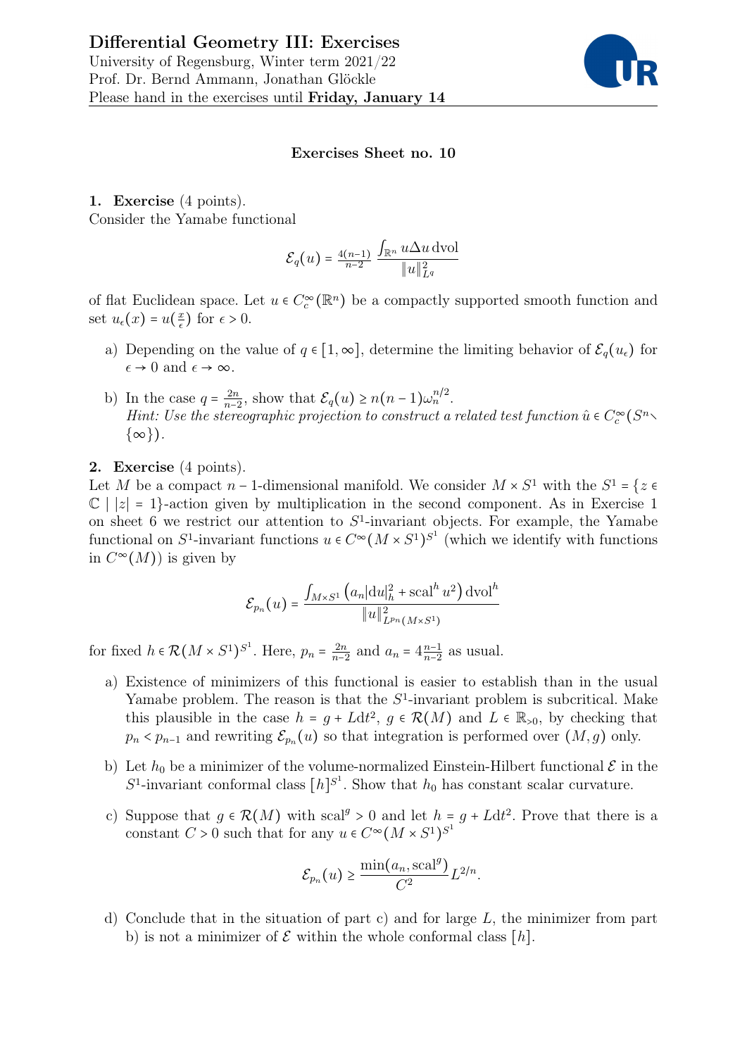# Differential Geometry III: Exercises

University of Regensburg, Winter term 2021/22
Prof. Dr. Bernd Ammann, Jonathan Glöckle
Please hand in the exercises until **Friday, January 14**

## Exercises Sheet no. 10

**1. Exercise** (4 points).
Consider the Yamabe functional

$$\mathcal{E}_q(u) = \tfrac{4(n-1)}{n-2} \frac{\int_{\mathbb{R}^n} u \Delta u \, \mathrm{dvol}}{\|u\|_{L^q}^2}$$

of flat Euclidean space. Let $u \in C_c^\infty(\mathbb{R}^n)$ be a compactly supported smooth function and set $u_\epsilon(x) = u(\frac{x}{\epsilon})$ for $\epsilon > 0$.

a) Depending on the value of $q \in [1, \infty]$, determine the limiting behavior of $\mathcal{E}_q(u_\epsilon)$ for $\epsilon \to 0$ and $\epsilon \to \infty$.

b) In the case $q = \frac{2n}{n-2}$, show that $\mathcal{E}_q(u) \geq n(n-1)\omega_n^{n/2}$.
*Hint: Use the stereographic projection to construct a related test function $\hat{u} \in C_c^\infty(S^n \smallsetminus \{\infty\})$.*

**2. Exercise** (4 points).
Let $M$ be a compact $n-1$-dimensional manifold. We consider $M \times S^1$ with the $S^1 = \{z \in \mathbb{C} \mid |z| = 1\}$-action given by multiplication in the second component. As in Exercise 1 on sheet 6 we restrict our attention to $S^1$-invariant objects. For example, the Yamabe functional on $S^1$-invariant functions $u \in C^\infty(M \times S^1)^{S^1}$ (which we identify with functions in $C^\infty(M)$) is given by

$$\mathcal{E}_{p_n}(u) = \frac{\int_{M \times S^1} \left( a_n |\mathrm{d}u|_h^2 + \mathrm{scal}^h u^2 \right) \mathrm{dvol}^h}{\|u\|_{L^{p_n}(M \times S^1)}^2}$$

for fixed $h \in \mathcal{R}(M \times S^1)^{S^1}$. Here, $p_n = \frac{2n}{n-2}$ and $a_n = 4\frac{n-1}{n-2}$ as usual.

a) Existence of minimizers of this functional is easier to establish than in the usual Yamabe problem. The reason is that the $S^1$-invariant problem is subcritical. Make this plausible in the case $h = g + L\mathrm{d}t^2$, $g \in \mathcal{R}(M)$ and $L \in \mathbb{R}_{>0}$, by checking that $p_n < p_{n-1}$ and rewriting $\mathcal{E}_{p_n}(u)$ so that integration is performed over $(M, g)$ only.

b) Let $h_0$ be a minimizer of the volume-normalized Einstein-Hilbert functional $\mathcal{E}$ in the $S^1$-invariant conformal class $[h]^{S^1}$. Show that $h_0$ has constant scalar curvature.

c) Suppose that $g \in \mathcal{R}(M)$ with $\mathrm{scal}^g > 0$ and let $h = g + L\mathrm{d}t^2$. Prove that there is a constant $C > 0$ such that for any $u \in C^\infty(M \times S^1)^{S^1}$

$$\mathcal{E}_{p_n}(u) \geq \frac{\min(a_n, \mathrm{scal}^g)}{C^2} L^{2/n}.$$

d) Conclude that in the situation of part c) and for large $L$, the minimizer from part b) is not a minimizer of $\mathcal{E}$ within the whole conformal class $[h]$.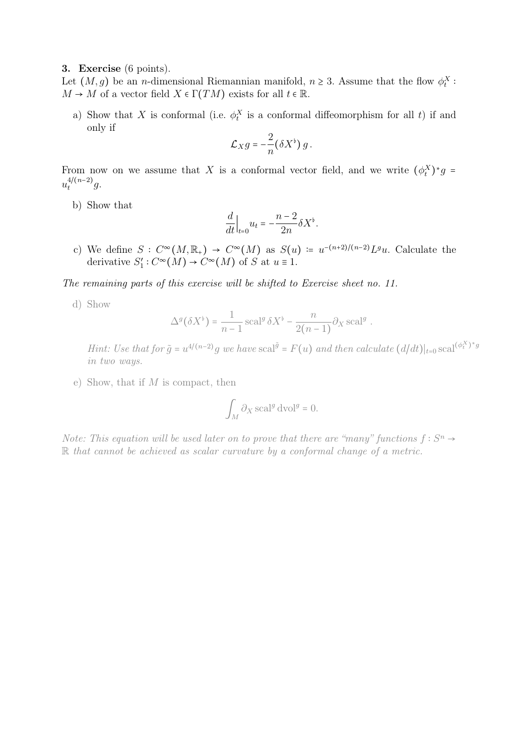**3. Exercise** (6 points).

Let $(M, g)$ be an $n$-dimensional Riemannian manifold, $n \geq 3$. Assume that the flow $\phi_t^X : M \to M$ of a vector field $X \in \Gamma(TM)$ exists for all $t \in \mathbb{R}$.

a) Show that $X$ is conformal (i.e. $\phi_t^X$ is a conformal diffeomorphism for all $t$) if and only if

$$\mathcal{L}_X g = -\frac{2}{n}(\delta X^\flat)\, g\,.$$

From now on we assume that $X$ is a conformal vector field, and we write $(\phi_t^X)^* g = u_t^{4/(n-2)} g$.

b) Show that

$$\frac{d}{dt}\Big|_{t=0} u_t = -\frac{n-2}{2n}\delta X^\flat.$$

c) We define $S : C^\infty(M, \mathbb{R}_+) \to C^\infty(M)$ as $S(u) := u^{-(n+2)/(n-2)} L^g u$. Calculate the derivative $S_1' : C^\infty(M) \to C^\infty(M)$ of $S$ at $u \equiv 1$.

*The remaining parts of this exercise will be shifted to Exercise sheet no. 11.*

d) Show

$$\Delta^g(\delta X^\flat) = \frac{1}{n-1}\operatorname{scal}^g \delta X^\flat - \frac{n}{2(n-1)}\partial_X \operatorname{scal}^g\,.$$

*Hint: Use that for* $\tilde{g} = u^{4/(n-2)} g$ *we have* $\operatorname{scal}^{\tilde{g}} = F(u)$ *and then calculate* $(d/dt)|_{t=0} \operatorname{scal}^{(\phi_t^X)^* g}$ *in two ways.*

e) Show, that if $M$ is compact, then

$$\int_M \partial_X \operatorname{scal}^g \operatorname{dvol}^g = 0.$$

*Note: This equation will be used later on to prove that there are "many" functions* $f : S^n \to \mathbb{R}$ *that cannot be achieved as scalar curvature by a conformal change of a metric.*